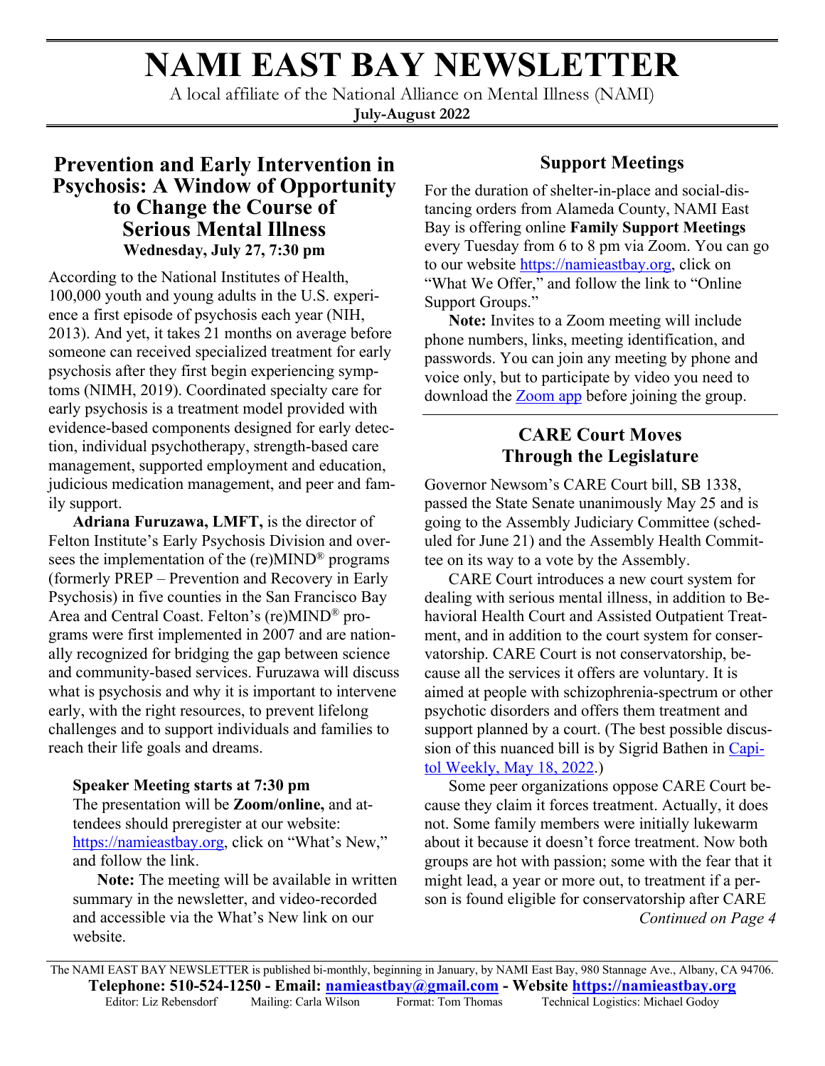# NAMI EAST BAY NEWSLETTER

A local affiliate of the National Alliance on Mental Illness (NAMI)

**July-August 2022**

## Prevention and Early Intervention in Psychosis: A Window of Opportunity to Change the Course of Serious Mental Illness

**Wednesday, July 27, 7:30 pm**

According to the National Institutes of Health, 100,000 youth and young adults in the U.S. experience a first episode of psychosis each year (NIH, 2013). And yet, it takes 21 months on average before someone can received specialized treatment for early psychosis after they first begin experiencing symptoms (NIMH, 2019). Coordinated specialty care for early psychosis is a treatment model provided with evidence-based components designed for early detection, individual psychotherapy, strength-based care management, supported employment and education, judicious medication management, and peer and family support.

**Adriana Furuzawa, LMFT,** is the director of Felton Institute's Early Psychosis Division and oversees the implementation of the (re)MIND® programs (formerly PREP – Prevention and Recovery in Early Psychosis) in five counties in the San Francisco Bay Area and Central Coast. Felton's (re)MIND® programs were first implemented in 2007 and are nationally recognized for bridging the gap between science and community-based services. Furuzawa will discuss what is psychosis and why it is important to intervene early, with the right resources, to prevent lifelong challenges and to support individuals and families to reach their life goals and dreams.

**Speaker Meeting starts at 7:30 pm**

The presentation will be **Zoom/online,** and attendees should preregister at our website: https://namieastbay.org, click on "What's New," and follow the link.

**Note:** The meeting will be available in written summary in the newsletter, and video-recorded and accessible via the What's New link on our website.

## Support Meetings

For the duration of shelter-in-place and social-distancing orders from Alameda County, NAMI East Bay is offering online **Family Support Meetings** every Tuesday from 6 to 8 pm via Zoom. You can go to our website https://namieastbay.org, click on "What We Offer," and follow the link to "Online Support Groups."

**Note:** Invites to a Zoom meeting will include phone numbers, links, meeting identification, and passwords. You can join any meeting by phone and voice only, but to participate by video you need to download the Zoom app before joining the group.

## CARE Court Moves Through the Legislature

Governor Newsom's CARE Court bill, SB 1338, passed the State Senate unanimously May 25 and is going to the Assembly Judiciary Committee (scheduled for June 21) and the Assembly Health Committee on its way to a vote by the Assembly.

CARE Court introduces a new court system for dealing with serious mental illness, in addition to Behavioral Health Court and Assisted Outpatient Treatment, and in addition to the court system for conservatorship. CARE Court is not conservatorship, because all the services it offers are voluntary. It is aimed at people with schizophrenia-spectrum or other psychotic disorders and offers them treatment and support planned by a court. (The best possible discussion of this nuanced bill is by Sigrid Bathen in Capitol Weekly, May 18, 2022.)

Some peer organizations oppose CARE Court because they claim it forces treatment. Actually, it does not. Some family members were initially lukewarm about it because it doesn't force treatment. Now both groups are hot with passion; some with the fear that it might lead, a year or more out, to treatment if a person is found eligible for conservatorship after CARE

*Continued on Page 4*

The NAMI EAST BAY NEWSLETTER is published bi-monthly, beginning in January, by NAMI East Bay, 980 Stannage Ave., Albany, CA 94706.

**Telephone: 510-524-1250 - Email: namieastbay@gmail.com - Website https://namieastbay.org**

Editor: Liz Rebensdorf Mailing: Carla Wilson Format: Tom Thomas Technical Logistics: Michael Godoy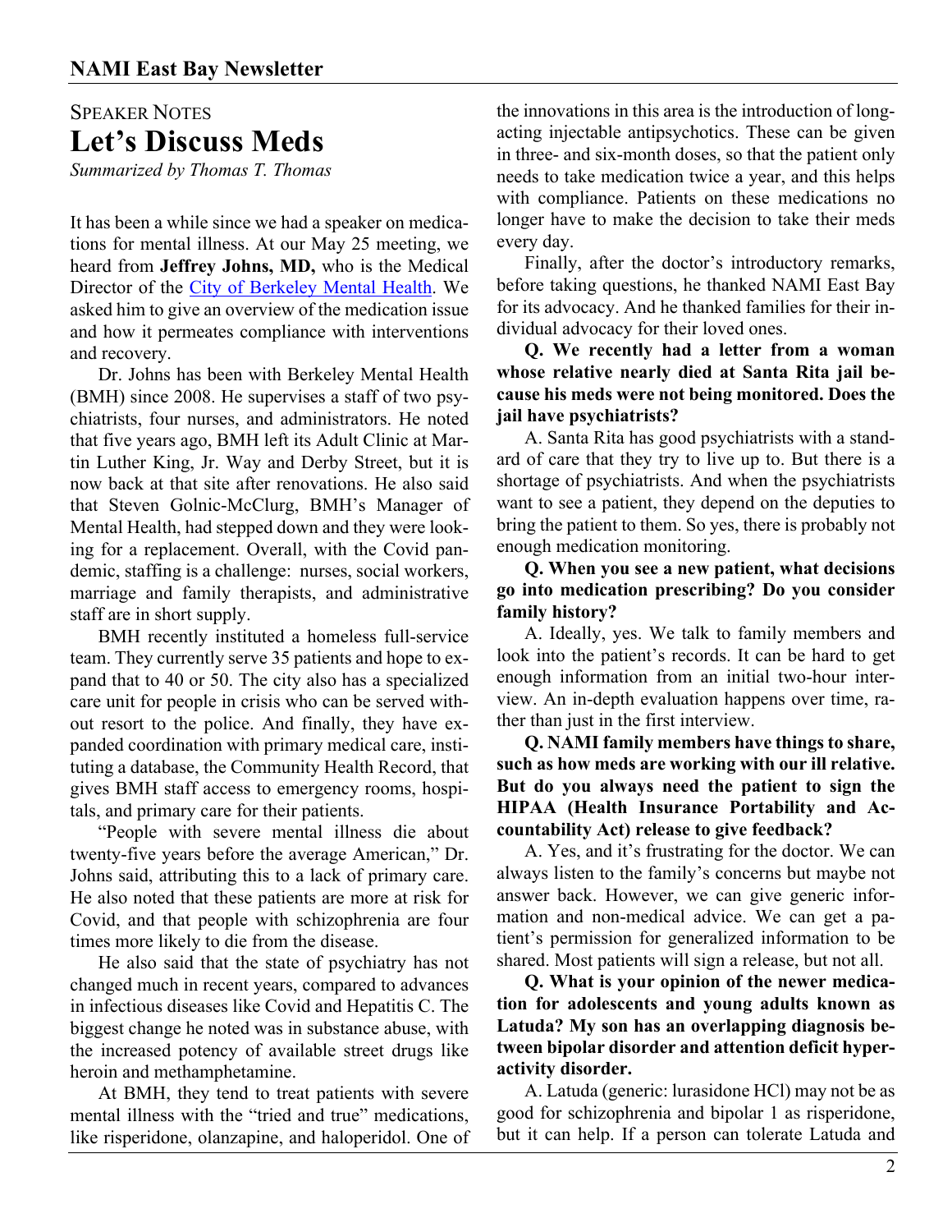SPEAKER NOTES

# Let's Discuss Meds

*Summarized by Thomas T. Thomas*

It has been a while since we had a speaker on medications for mental illness. At our May 25 meeting, we heard from **Jeffrey Johns, MD,** who is the Medical Director of the [City of Berkeley Mental Health](). We asked him to give an overview of the medication issue and how it permeates compliance with interventions and recovery.

Dr. Johns has been with Berkeley Mental Health (BMH) since 2008. He supervises a staff of two psychiatrists, four nurses, and administrators. He noted that five years ago, BMH left its Adult Clinic at Martin Luther King, Jr. Way and Derby Street, but it is now back at that site after renovations. He also said that Steven Golnic-McClurg, BMH's Manager of Mental Health, had stepped down and they were looking for a replacement. Overall, with the Covid pandemic, staffing is a challenge: nurses, social workers, marriage and family therapists, and administrative staff are in short supply.

BMH recently instituted a homeless full-service team. They currently serve 35 patients and hope to expand that to 40 or 50. The city also has a specialized care unit for people in crisis who can be served without resort to the police. And finally, they have expanded coordination with primary medical care, instituting a database, the Community Health Record, that gives BMH staff access to emergency rooms, hospitals, and primary care for their patients.

"People with severe mental illness die about twenty-five years before the average American," Dr. Johns said, attributing this to a lack of primary care. He also noted that these patients are more at risk for Covid, and that people with schizophrenia are four times more likely to die from the disease.

He also said that the state of psychiatry has not changed much in recent years, compared to advances in infectious diseases like Covid and Hepatitis C. The biggest change he noted was in substance abuse, with the increased potency of available street drugs like heroin and methamphetamine.

At BMH, they tend to treat patients with severe mental illness with the "tried and true" medications, like risperidone, olanzapine, and haloperidol. One of the innovations in this area is the introduction of long-acting injectable antipsychotics. These can be given in three- and six-month doses, so that the patient only needs to take medication twice a year, and this helps with compliance. Patients on these medications no longer have to make the decision to take their meds every day.

Finally, after the doctor's introductory remarks, before taking questions, he thanked NAMI East Bay for its advocacy. And he thanked families for their individual advocacy for their loved ones.

**Q. We recently had a letter from a woman whose relative nearly died at Santa Rita jail because his meds were not being monitored. Does the jail have psychiatrists?**

A. Santa Rita has good psychiatrists with a standard of care that they try to live up to. But there is a shortage of psychiatrists. And when the psychiatrists want to see a patient, they depend on the deputies to bring the patient to them. So yes, there is probably not enough medication monitoring.

**Q. When you see a new patient, what decisions go into medication prescribing? Do you consider family history?**

A. Ideally, yes. We talk to family members and look into the patient's records. It can be hard to get enough information from an initial two-hour interview. An in-depth evaluation happens over time, rather than just in the first interview.

**Q. NAMI family members have things to share, such as how meds are working with our ill relative. But do you always need the patient to sign the HIPAA (Health Insurance Portability and Accountability Act) release to give feedback?**

A. Yes, and it's frustrating for the doctor. We can always listen to the family's concerns but maybe not answer back. However, we can give generic information and non-medical advice. We can get a patient's permission for generalized information to be shared. Most patients will sign a release, but not all.

**Q. What is your opinion of the newer medication for adolescents and young adults known as Latuda? My son has an overlapping diagnosis between bipolar disorder and attention deficit hyperactivity disorder.**

A. Latuda (generic: lurasidone HCl) may not be as good for schizophrenia and bipolar 1 as risperidone, but it can help. If a person can tolerate Latuda and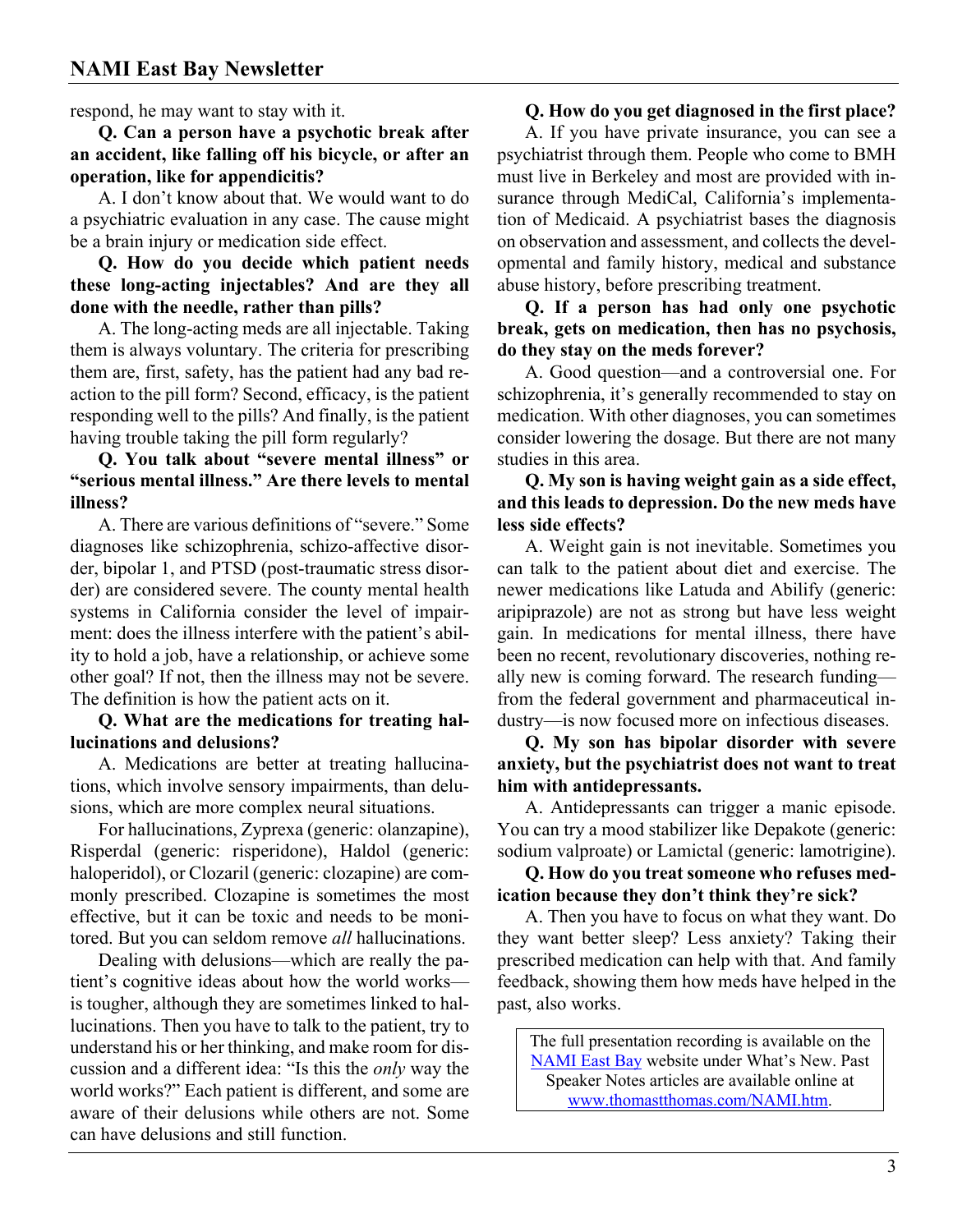respond, he may want to stay with it.

**Q. Can a person have a psychotic break after an accident, like falling off his bicycle, or after an operation, like for appendicitis?**

A. I don't know about that. We would want to do a psychiatric evaluation in any case. The cause might be a brain injury or medication side effect.

**Q. How do you decide which patient needs these long-acting injectables? And are they all done with the needle, rather than pills?**

A. The long-acting meds are all injectable. Taking them is always voluntary. The criteria for prescribing them are, first, safety, has the patient had any bad reaction to the pill form? Second, efficacy, is the patient responding well to the pills? And finally, is the patient having trouble taking the pill form regularly?

**Q. You talk about "severe mental illness" or "serious mental illness." Are there levels to mental illness?**

A. There are various definitions of "severe." Some diagnoses like schizophrenia, schizo-affective disorder, bipolar 1, and PTSD (post-traumatic stress disorder) are considered severe. The county mental health systems in California consider the level of impairment: does the illness interfere with the patient's ability to hold a job, have a relationship, or achieve some other goal? If not, then the illness may not be severe. The definition is how the patient acts on it.

**Q. What are the medications for treating hallucinations and delusions?**

A. Medications are better at treating hallucinations, which involve sensory impairments, than delusions, which are more complex neural situations.

For hallucinations, Zyprexa (generic: olanzapine), Risperdal (generic: risperidone), Haldol (generic: haloperidol), or Clozaril (generic: clozapine) are commonly prescribed. Clozapine is sometimes the most effective, but it can be toxic and needs to be monitored. But you can seldom remove *all* hallucinations.

Dealing with delusions—which are really the patient's cognitive ideas about how the world works—is tougher, although they are sometimes linked to hallucinations. Then you have to talk to the patient, try to understand his or her thinking, and make room for discussion and a different idea: "Is this the *only* way the world works?" Each patient is different, and some are aware of their delusions while others are not. Some can have delusions and still function.

**Q. How do you get diagnosed in the first place?**

A. If you have private insurance, you can see a psychiatrist through them. People who come to BMH must live in Berkeley and most are provided with insurance through MediCal, California's implementation of Medicaid. A psychiatrist bases the diagnosis on observation and assessment, and collects the developmental and family history, medical and substance abuse history, before prescribing treatment.

**Q. If a person has had only one psychotic break, gets on medication, then has no psychosis, do they stay on the meds forever?**

A. Good question—and a controversial one. For schizophrenia, it's generally recommended to stay on medication. With other diagnoses, you can sometimes consider lowering the dosage. But there are not many studies in this area.

**Q. My son is having weight gain as a side effect, and this leads to depression. Do the new meds have less side effects?**

A. Weight gain is not inevitable. Sometimes you can talk to the patient about diet and exercise. The newer medications like Latuda and Abilify (generic: aripiprazole) are not as strong but have less weight gain. In medications for mental illness, there have been no recent, revolutionary discoveries, nothing really new is coming forward. The research funding—from the federal government and pharmaceutical industry—is now focused more on infectious diseases.

**Q. My son has bipolar disorder with severe anxiety, but the psychiatrist does not want to treat him with antidepressants.**

A. Antidepressants can trigger a manic episode. You can try a mood stabilizer like Depakote (generic: sodium valproate) or Lamictal (generic: lamotrigine).

**Q. How do you treat someone who refuses medication because they don't think they're sick?**

A. Then you have to focus on what they want. Do they want better sleep? Less anxiety? Taking their prescribed medication can help with that. And family feedback, showing them how meds have helped in the past, also works.

> The full presentation recording is available on the NAMI East Bay website under What's New. Past Speaker Notes articles are available online at www.thomastthomas.com/NAMI.htm.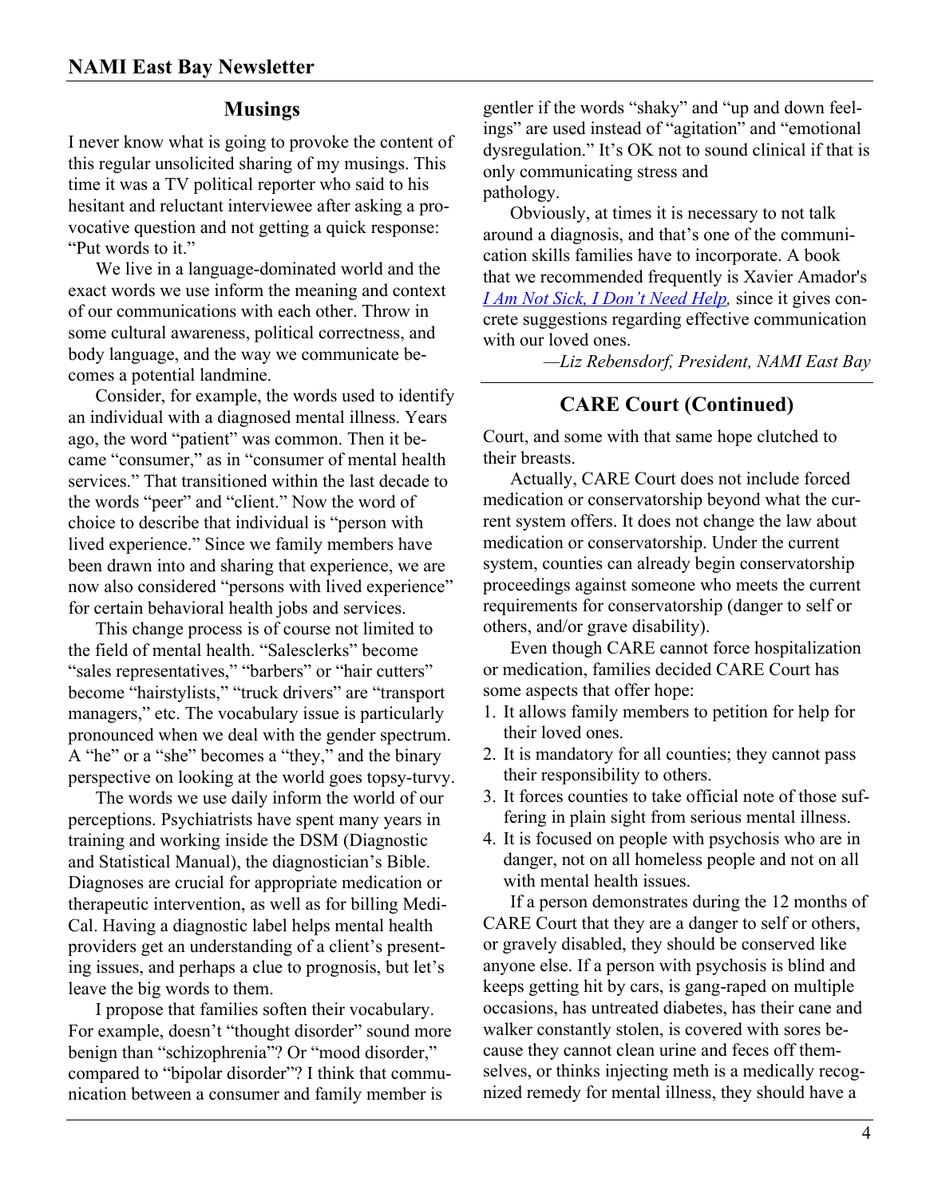## Musings

I never know what is going to provoke the content of this regular unsolicited sharing of my musings. This time it was a TV political reporter who said to his hesitant and reluctant interviewee after asking a provocative question and not getting a quick response: "Put words to it."

We live in a language-dominated world and the exact words we use inform the meaning and context of our communications with each other. Throw in some cultural awareness, political correctness, and body language, and the way we communicate becomes a potential landmine.

Consider, for example, the words used to identify an individual with a diagnosed mental illness. Years ago, the word "patient" was common. Then it became "consumer," as in "consumer of mental health services." That transitioned within the last decade to the words "peer" and "client." Now the word of choice to describe that individual is "person with lived experience." Since we family members have been drawn into and sharing that experience, we are now also considered "persons with lived experience" for certain behavioral health jobs and services.

This change process is of course not limited to the field of mental health. "Salesclerks" become "sales representatives," "barbers" or "hair cutters" become "hairstylists," "truck drivers" are "transport managers," etc. The vocabulary issue is particularly pronounced when we deal with the gender spectrum. A "he" or a "she" becomes a "they," and the binary perspective on looking at the world goes topsy-turvy.

The words we use daily inform the world of our perceptions. Psychiatrists have spent many years in training and working inside the DSM (Diagnostic and Statistical Manual), the diagnostician's Bible. Diagnoses are crucial for appropriate medication or therapeutic intervention, as well as for billing Medi-Cal. Having a diagnostic label helps mental health providers get an understanding of a client's presenting issues, and perhaps a clue to prognosis, but let's leave the big words to them.

I propose that families soften their vocabulary. For example, doesn't "thought disorder" sound more benign than "schizophrenia"? Or "mood disorder," compared to "bipolar disorder"? I think that communication between a consumer and family member is gentler if the words "shaky" and "up and down feelings" are used instead of "agitation" and "emotional dysregulation." It's OK not to sound clinical if that is only communicating stress and pathology.

Obviously, at times it is necessary to not talk around a diagnosis, and that's one of the communication skills families have to incorporate. A book that we recommended frequently is Xavier Amador's *I Am Not Sick, I Don't Need Help,* since it gives concrete suggestions regarding effective communication with our loved ones.

*—Liz Rebensdorf, President, NAMI East Bay*

## CARE Court (Continued)

Court, and some with that same hope clutched to their breasts.

Actually, CARE Court does not include forced medication or conservatorship beyond what the current system offers. It does not change the law about medication or conservatorship. Under the current system, counties can already begin conservatorship proceedings against someone who meets the current requirements for conservatorship (danger to self or others, and/or grave disability).

Even though CARE cannot force hospitalization or medication, families decided CARE Court has some aspects that offer hope:

1. It allows family members to petition for help for their loved ones.
2. It is mandatory for all counties; they cannot pass their responsibility to others.
3. It forces counties to take official note of those suffering in plain sight from serious mental illness.
4. It is focused on people with psychosis who are in danger, not on all homeless people and not on all with mental health issues.

If a person demonstrates during the 12 months of CARE Court that they are a danger to self or others, or gravely disabled, they should be conserved like anyone else. If a person with psychosis is blind and keeps getting hit by cars, is gang-raped on multiple occasions, has untreated diabetes, has their cane and walker constantly stolen, is covered with sores because they cannot clean urine and feces off themselves, or thinks injecting meth is a medically recognized remedy for mental illness, they should have a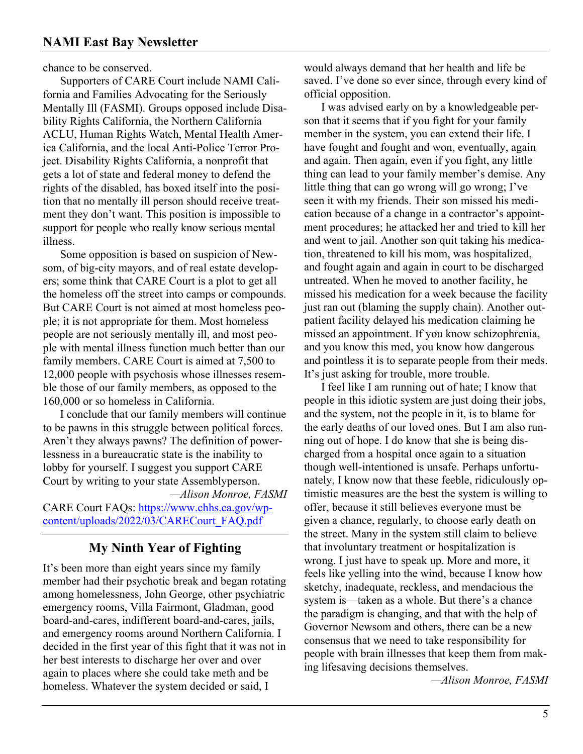chance to be conserved.

Supporters of CARE Court include NAMI California and Families Advocating for the Seriously Mentally Ill (FASMI). Groups opposed include Disability Rights California, the Northern California ACLU, Human Rights Watch, Mental Health America California, and the local Anti-Police Terror Project. Disability Rights California, a nonprofit that gets a lot of state and federal money to defend the rights of the disabled, has boxed itself into the position that no mentally ill person should receive treatment they don't want. This position is impossible to support for people who really know serious mental illness.

Some opposition is based on suspicion of Newsom, of big-city mayors, and of real estate developers; some think that CARE Court is a plot to get all the homeless off the street into camps or compounds. But CARE Court is not aimed at most homeless people; it is not appropriate for them. Most homeless people are not seriously mentally ill, and most people with mental illness function much better than our family members. CARE Court is aimed at 7,500 to 12,000 people with psychosis whose illnesses resemble those of our family members, as opposed to the 160,000 or so homeless in California.

I conclude that our family members will continue to be pawns in this struggle between political forces. Aren't they always pawns? The definition of powerlessness in a bureaucratic state is the inability to lobby for yourself. I suggest you support CARE Court by writing to your state Assemblyperson.

*—Alison Monroe, FASMI*

CARE Court FAQs: [https://www.chhs.ca.gov/wp-content/uploads/2022/03/CARECourt_FAQ.pdf](https://www.chhs.ca.gov/wp-content/uploads/2022/03/CARECourt_FAQ.pdf)

## My Ninth Year of Fighting

It's been more than eight years since my family member had their psychotic break and began rotating among homelessness, John George, other psychiatric emergency rooms, Villa Fairmont, Gladman, good board-and-cares, indifferent board-and-cares, jails, and emergency rooms around Northern California. I decided in the first year of this fight that it was not in her best interests to discharge her over and over again to places where she could take meth and be homeless. Whatever the system decided or said, I would always demand that her health and life be saved. I've done so ever since, through every kind of official opposition.

I was advised early on by a knowledgeable person that it seems that if you fight for your family member in the system, you can extend their life. I have fought and fought and won, eventually, again and again. Then again, even if you fight, any little thing can lead to your family member's demise. Any little thing that can go wrong will go wrong; I've seen it with my friends. Their son missed his medication because of a change in a contractor's appointment procedures; he attacked her and tried to kill her and went to jail. Another son quit taking his medication, threatened to kill his mom, was hospitalized, and fought again and again in court to be discharged untreated. When he moved to another facility, he missed his medication for a week because the facility just ran out (blaming the supply chain). Another outpatient facility delayed his medication claiming he missed an appointment. If you know schizophrenia, and you know this med, you know how dangerous and pointless it is to separate people from their meds. It's just asking for trouble, more trouble.

I feel like I am running out of hate; I know that people in this idiotic system are just doing their jobs, and the system, not the people in it, is to blame for the early deaths of our loved ones. But I am also running out of hope. I do know that she is being discharged from a hospital once again to a situation though well-intentioned is unsafe. Perhaps unfortunately, I know now that these feeble, ridiculously optimistic measures are the best the system is willing to offer, because it still believes everyone must be given a chance, regularly, to choose early death on the street. Many in the system still claim to believe that involuntary treatment or hospitalization is wrong. I just have to speak up. More and more, it feels like yelling into the wind, because I know how sketchy, inadequate, reckless, and mendacious the system is—taken as a whole. But there's a chance the paradigm is changing, and that with the help of Governor Newsom and others, there can be a new consensus that we need to take responsibility for people with brain illnesses that keep them from making lifesaving decisions themselves.

*—Alison Monroe, FASMI*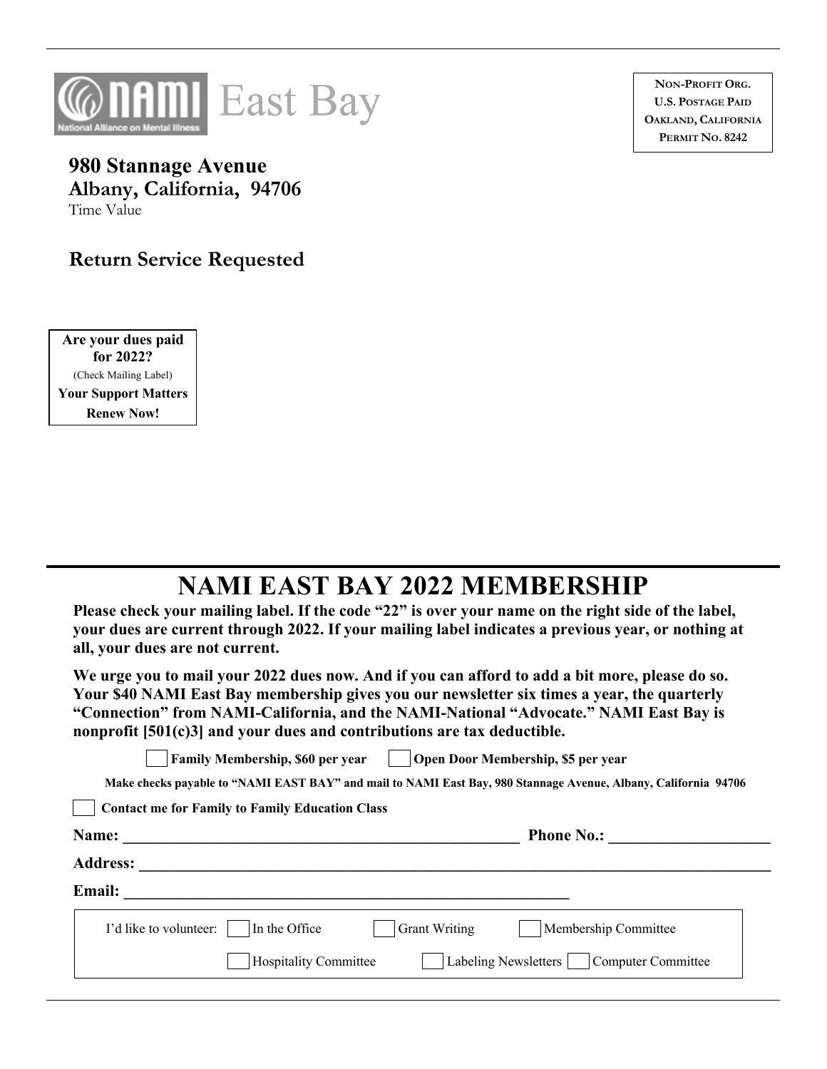NAMI East Bay

National Alliance on Mental Illness

**980 Stannage Avenue**
**Albany, California, 94706**
Time Value

**Return Service Requested**

NON-PROFIT ORG.
U.S. POSTAGE PAID
OAKLAND, CALIFORNIA
PERMIT NO. 8242

**Are your dues paid for 2022?**
(Check Mailing Label)
**Your Support Matters**
**Renew Now!**

# NAMI EAST BAY 2022 MEMBERSHIP

**Please check your mailing label. If the code "22" is over your name on the right side of the label, your dues are current through 2022. If your mailing label indicates a previous year, or nothing at all, your dues are not current.**

**We urge you to mail your 2022 dues now. And if you can afford to add a bit more, please do so. Your $40 NAMI East Bay membership gives you our newsletter six times a year, the quarterly "Connection" from NAMI-California, and the NAMI-National "Advocate." NAMI East Bay is nonprofit [501(c)3] and your dues and contributions are tax deductible.**

☐ **Family Membership, $60 per year** ☐ **Open Door Membership, $5 per year**

**Make checks payable to "NAMI EAST BAY" and mail to NAMI East Bay, 980 Stannage Avenue, Albany, California 94706**

☐ **Contact me for Family to Family Education Class**

**Name:** ____________________ **Phone No.:** ____________________

**Address:** ____________________

**Email:** ____________________

I'd like to volunteer: ☐ In the Office ☐ Grant Writing ☐ Membership Committee

☐ Hospitality Committee ☐ Labeling Newsletters ☐ Computer Committee